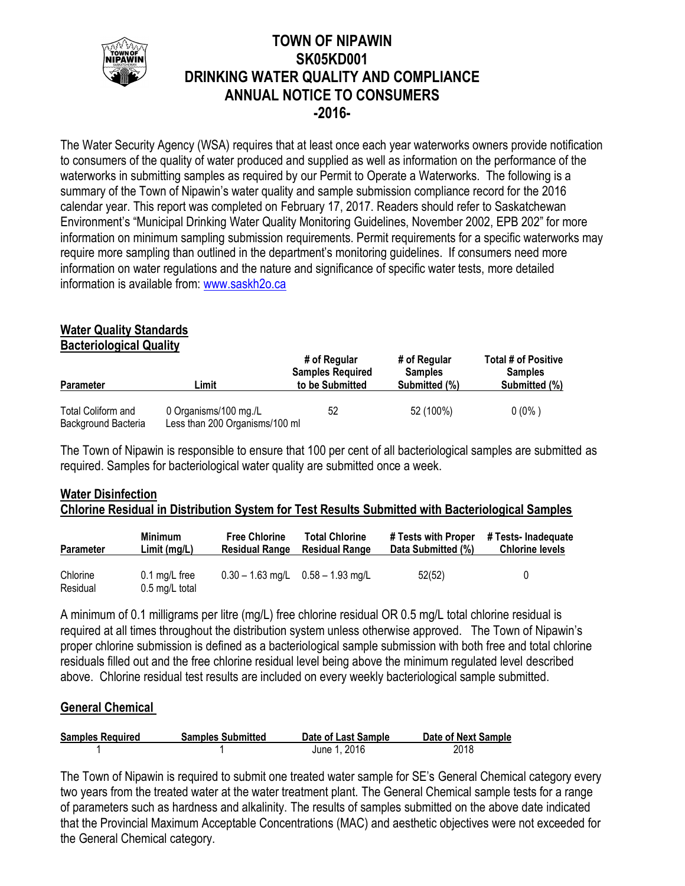# TOWN OF NIPAWIN
# SK05KD001
# DRINKING WATER QUALITY AND COMPLIANCE
# ANNUAL NOTICE TO CONSUMERS
# -2016-

The Water Security Agency (WSA) requires that at least once each year waterworks owners provide notification to consumers of the quality of water produced and supplied as well as information on the performance of the waterworks in submitting samples as required by our Permit to Operate a Waterworks. The following is a summary of the Town of Nipawin's water quality and sample submission compliance record for the 2016 calendar year. This report was completed on February 17, 2017. Readers should refer to Saskatchewan Environment's "Municipal Drinking Water Quality Monitoring Guidelines, November 2002, EPB 202" for more information on minimum sampling submission requirements. Permit requirements for a specific waterworks may require more sampling than outlined in the department's monitoring guidelines. If consumers need more information on water regulations and the nature and significance of specific water tests, more detailed information is available from: www.saskh2o.ca

## Water Quality Standards

### Bacteriological Quality

| Parameter | Limit | # of Regular Samples Required to be Submitted | # of Regular Samples Submitted (%) | Total # of Positive Samples Submitted (%) |
|---|---|---|---|---|
| Total Coliform and Background Bacteria | 0 Organisms/100 mg./L<br>Less than 200 Organisms/100 ml | 52 | 52 (100%) | 0 (0% ) |

The Town of Nipawin is responsible to ensure that 100 per cent of all bacteriological samples are submitted as required. Samples for bacteriological water quality are submitted once a week.

## Water Disinfection

### Chlorine Residual in Distribution System for Test Results Submitted with Bacteriological Samples

| Parameter | Minimum Limit (mg/L) | Free Chlorine Residual Range | Total Chlorine Residual Range | # Tests with Proper Data Submitted (%) | # Tests- Inadequate Chlorine levels |
|---|---|---|---|---|---|
| Chlorine Residual | 0.1 mg/L free<br>0.5 mg/L total | 0.30 – 1.63 mg/L | 0.58 – 1.93 mg/L | 52(52) | 0 |

A minimum of 0.1 milligrams per litre (mg/L) free chlorine residual OR 0.5 mg/L total chlorine residual is required at all times throughout the distribution system unless otherwise approved. The Town of Nipawin's proper chlorine submission is defined as a bacteriological sample submission with both free and total chlorine residuals filled out and the free chlorine residual level being above the minimum regulated level described above. Chlorine residual test results are included on every weekly bacteriological sample submitted.

## General Chemical

| Samples Required | Samples Submitted | Date of Last Sample | Date of Next Sample |
|---|---|---|---|
| 1 | 1 | June 1, 2016 | 2018 |

The Town of Nipawin is required to submit one treated water sample for SE's General Chemical category every two years from the treated water at the water treatment plant. The General Chemical sample tests for a range of parameters such as hardness and alkalinity. The results of samples submitted on the above date indicated that the Provincial Maximum Acceptable Concentrations (MAC) and aesthetic objectives were not exceeded for the General Chemical category.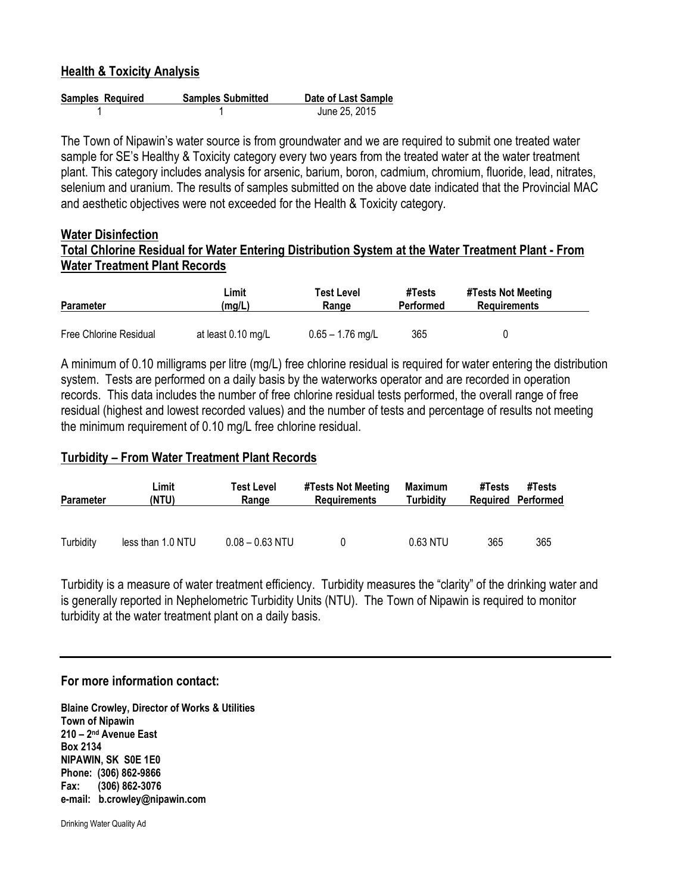## Health & Toxicity Analysis

| Samples Required | Samples Submitted | Date of Last Sample |
|---|---|---|
| 1 | 1 | June 25, 2015 |

The Town of Nipawin's water source is from groundwater and we are required to submit one treated water sample for SE's Healthy & Toxicity category every two years from the treated water at the water treatment plant. This category includes analysis for arsenic, barium, boron, cadmium, chromium, fluoride, lead, nitrates, selenium and uranium. The results of samples submitted on the above date indicated that the Provincial MAC and aesthetic objectives were not exceeded for the Health & Toxicity category.

## Water Disinfection

## Total Chlorine Residual for Water Entering Distribution System at the Water Treatment Plant - From Water Treatment Plant Records

| Parameter | Limit (mg/L) | Test Level Range | #Tests Performed | #Tests Not Meeting Requirements |
|---|---|---|---|---|
| Free Chlorine Residual | at least 0.10 mg/L | 0.65 – 1.76 mg/L | 365 | 0 |

A minimum of 0.10 milligrams per litre (mg/L) free chlorine residual is required for water entering the distribution system. Tests are performed on a daily basis by the waterworks operator and are recorded in operation records. This data includes the number of free chlorine residual tests performed, the overall range of free residual (highest and lowest recorded values) and the number of tests and percentage of results not meeting the minimum requirement of 0.10 mg/L free chlorine residual.

## Turbidity – From Water Treatment Plant Records

| Parameter | Limit (NTU) | Test Level Range | #Tests Not Meeting Requirements | Maximum Turbidity | #Tests Required | #Tests Performed |
|---|---|---|---|---|---|---|
| Turbidity | less than 1.0 NTU | 0.08 – 0.63 NTU | 0 | 0.63 NTU | 365 | 365 |

Turbidity is a measure of water treatment efficiency. Turbidity measures the "clarity" of the drinking water and is generally reported in Nephelometric Turbidity Units (NTU). The Town of Nipawin is required to monitor turbidity at the water treatment plant on a daily basis.

---

### For more information contact:

**Blaine Crowley, Director of Works & Utilities**
**Town of Nipawin**
**210 – 2nd Avenue East**
**Box 2134**
**NIPAWIN, SK S0E 1E0**
**Phone: (306) 862-9866**
**Fax: (306) 862-3076**
**e-mail: b.crowley@nipawin.com**

Drinking Water Quality Ad